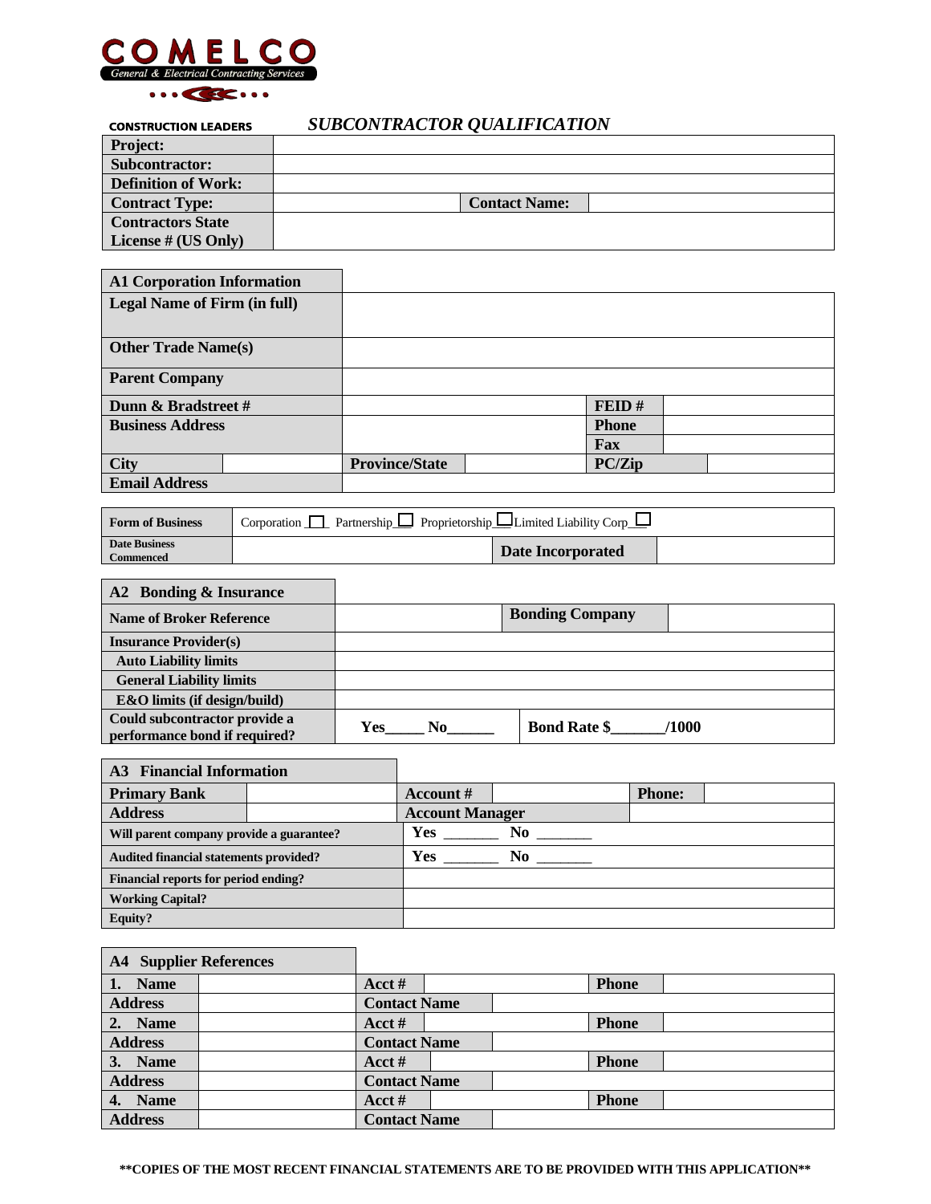**COMELCO**

*General & Electrical Contracting Services*

**CONSTRUCTION LEADERS**

# *SUBCONTRACTOR QUALIFICATION*

| | | | |
|---|---|---|---|
| **Project:** | | | |
| **Subcontractor:** | | | |
| **Definition of Work:** | | | |
| **Contract Type:** | | **Contact Name:** | |
| **Contractors State License # (US Only)** | | | |

| **A1 Corporation Information** | | | | | |
|---|---|---|---|---|---|
| **Legal Name of Firm (in full)** | | | | | |
| **Other Trade Name(s)** | | | | | |
| **Parent Company** | | | | | |
| **Dunn & Bradstreet #** | | | | **FEID #** | |
| **Business Address** | | | | **Phone** | |
| | | | | **Fax** | |
| **City** | | **Province/State** | | **PC/Zip** | |
| **Email Address** | | | | | |

| | | | |
|---|---|---|---|
| **Form of Business** | Corporation ☐ Partnership ☐ Proprietorship ☐ Limited Liability Corp ☐ | | |
| **Date Business Commenced** | | **Date Incorporated** | |

| **A2 Bonding & Insurance** | | | |
|---|---|---|---|
| **Name of Broker Reference** | | **Bonding Company** | |
| **Insurance Provider(s)** | | | |
| **Auto Liability limits** | | | |
| **General Liability limits** | | | |
| **E&O limits (if design/build)** | | | |
| **Could subcontractor provide a performance bond if required?** | **Yes_____ No______** | **Bond Rate $_______/1000** | |

| **A3 Financial Information** | | | | | |
|---|---|---|---|---|---|
| **Primary Bank** | | **Account #** | | **Phone:** | |
| **Address** | | **Account Manager** | | | |
| **Will parent company provide a guarantee?** | | **Yes _______ No _______** | | | |
| **Audited financial statements provided?** | | **Yes _______ No _______** | | | |
| **Financial reports for period ending?** | | | | | |
| **Working Capital?** | | | | | |
| **Equity?** | | | | | |

| **A4 Supplier References** | | | | | |
|---|---|---|---|---|---|
| **1. Name** | | **Acct #** | | **Phone** | |
| **Address** | | **Contact Name** | | | |
| **2. Name** | | **Acct #** | | **Phone** | |
| **Address** | | **Contact Name** | | | |
| **3. Name** | | **Acct #** | | **Phone** | |
| **Address** | | **Contact Name** | | | |
| **4. Name** | | **Acct #** | | **Phone** | |
| **Address** | | **Contact Name** | | | |

**\*\*COPIES OF THE MOST RECENT FINANCIAL STATEMENTS ARE TO BE PROVIDED WITH THIS APPLICATION\*\***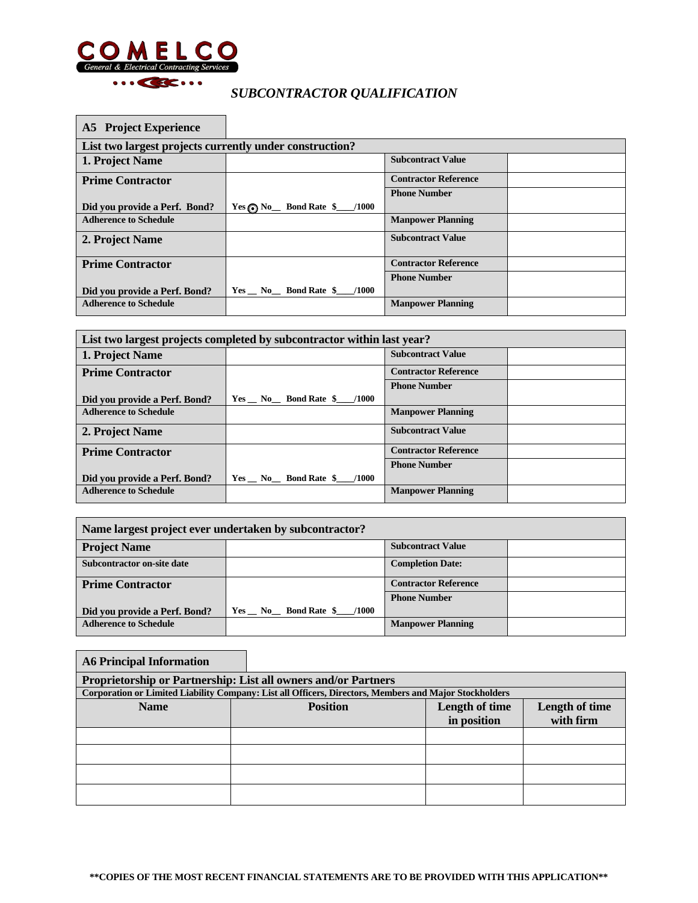COMELCO
General & Electrical Contracting Services

*SUBCONTRACTOR QUALIFICATION*

## A5 Project Experience

| List two largest projects currently under construction? | | | |
|---|---|---|---|
| **1. Project Name** | | **Subcontract Value** | |
| **Prime Contractor** | | **Contractor Reference** | |
| **Did you provide a Perf. Bond?** | Yes ⊙ No__ Bond Rate $____/1000 | **Phone Number** | |
| **Adherence to Schedule** | | **Manpower Planning** | |
| **2. Project Name** | | **Subcontract Value** | |
| **Prime Contractor** | | **Contractor Reference** | |
| **Did you provide a Perf. Bond?** | Yes __ No__ Bond Rate $____/1000 | **Phone Number** | |
| **Adherence to Schedule** | | **Manpower Planning** | |

| List two largest projects completed by subcontractor within last year? | | | |
|---|---|---|---|
| **1. Project Name** | | **Subcontract Value** | |
| **Prime Contractor** | | **Contractor Reference** | |
| **Did you provide a Perf. Bond?** | Yes __ No__ Bond Rate $____/1000 | **Phone Number** | |
| **Adherence to Schedule** | | **Manpower Planning** | |
| **2. Project Name** | | **Subcontract Value** | |
| **Prime Contractor** | | **Contractor Reference** | |
| **Did you provide a Perf. Bond?** | Yes __ No__ Bond Rate $____/1000 | **Phone Number** | |
| **Adherence to Schedule** | | **Manpower Planning** | |

| Name largest project ever undertaken by subcontractor? | | | |
|---|---|---|---|
| **Project Name** | | **Subcontract Value** | |
| **Subcontractor on-site date** | | **Completion Date:** | |
| **Prime Contractor** | | **Contractor Reference** | |
| **Did you provide a Perf. Bond?** | Yes __ No__ Bond Rate $____/1000 | **Phone Number** | |
| **Adherence to Schedule** | | **Manpower Planning** | |

## A6 Principal Information

**Proprietorship or Partnership: List all owners and/or Partners**

**Corporation or Limited Liability Company: List all Officers, Directors, Members and Major Stockholders**

| Name | Position | Length of time in position | Length of time with firm |
|---|---|---|---|
| | | | |
| | | | |
| | | | |
| | | | |

**\*\*COPIES OF THE MOST RECENT FINANCIAL STATEMENTS ARE TO BE PROVIDED WITH THIS APPLICATION\*\***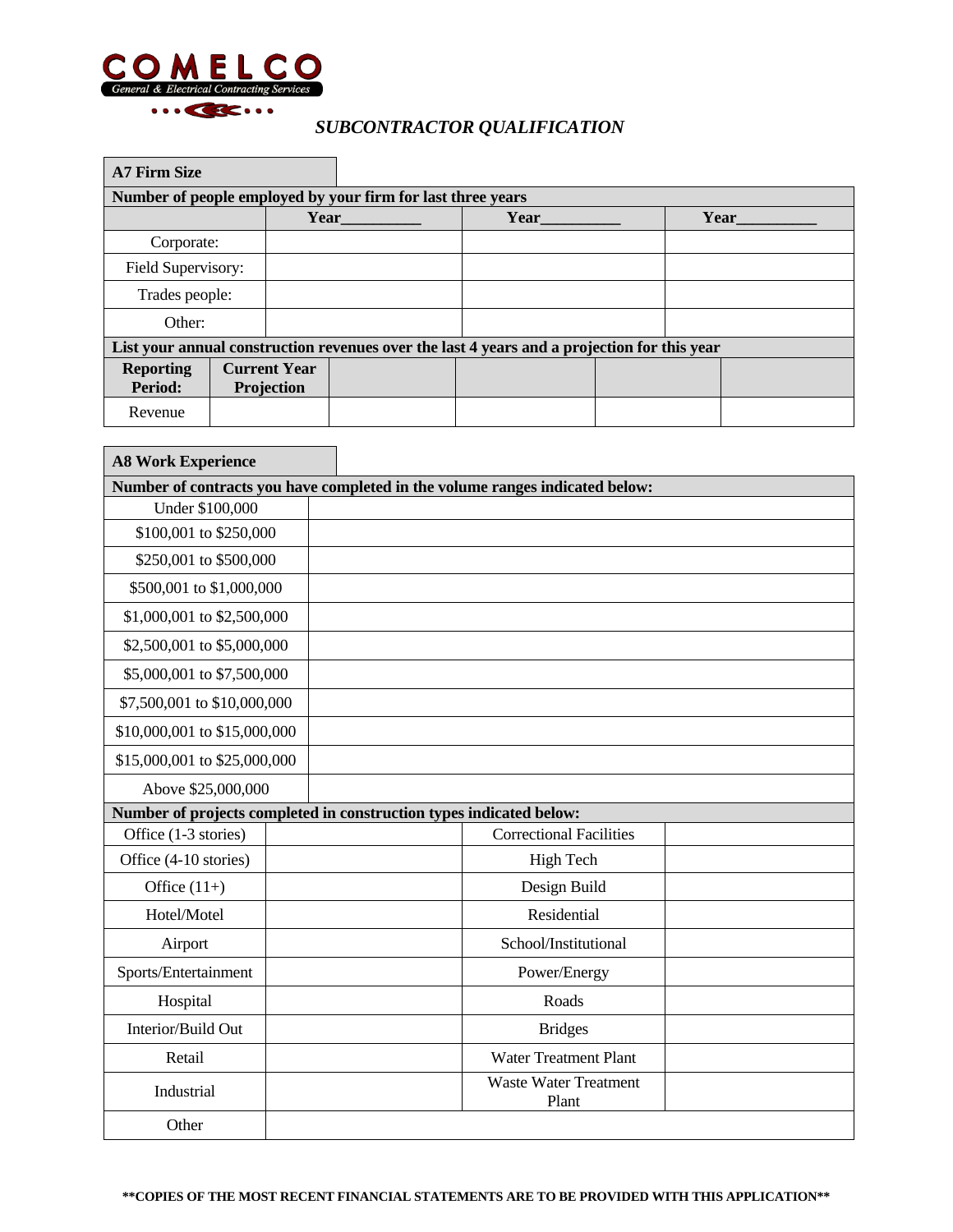COMELCO

General & Electrical Contracting Services

## *SUBCONTRACTOR QUALIFICATION*

### A7 Firm Size

| Number of people employed by your firm for last three years | | | |
|---|---|---|---|
| | **Year__________** | **Year__________** | **Year__________** |
| Corporate: | | | |
| Field Supervisory: | | | |
| Trades people: | | | |
| Other: | | | |

| List your annual construction revenues over the last 4 years and a projection for this year | | | | | |
|---|---|---|---|---|---|
| **Reporting Period:** | **Current Year Projection** | | | | |
| Revenue | | | | | |

### A8 Work Experience

| Number of contracts you have completed in the volume ranges indicated below: | |
|---|---|
| Under $100,000 | |
| $100,001 to $250,000 | |
| $250,001 to $500,000 | |
| $500,001 to $1,000,000 | |
| $1,000,001 to $2,500,000 | |
| $2,500,001 to $5,000,000 | |
| $5,000,001 to $7,500,000 | |
| $7,500,001 to $10,000,000 | |
| $10,000,001 to $15,000,000 | |
| $15,000,001 to $25,000,000 | |
| Above $25,000,000 | |

| Number of projects completed in construction types indicated below: | | | |
|---|---|---|---|
| Office (1-3 stories) | | Correctional Facilities | |
| Office (4-10 stories) | | High Tech | |
| Office (11+) | | Design Build | |
| Hotel/Motel | | Residential | |
| Airport | | School/Institutional | |
| Sports/Entertainment | | Power/Energy | |
| Hospital | | Roads | |
| Interior/Build Out | | Bridges | |
| Retail | | Water Treatment Plant | |
| Industrial | | Waste Water Treatment Plant | |
| Other | | | |

**\*\*COPIES OF THE MOST RECENT FINANCIAL STATEMENTS ARE TO BE PROVIDED WITH THIS APPLICATION\*\***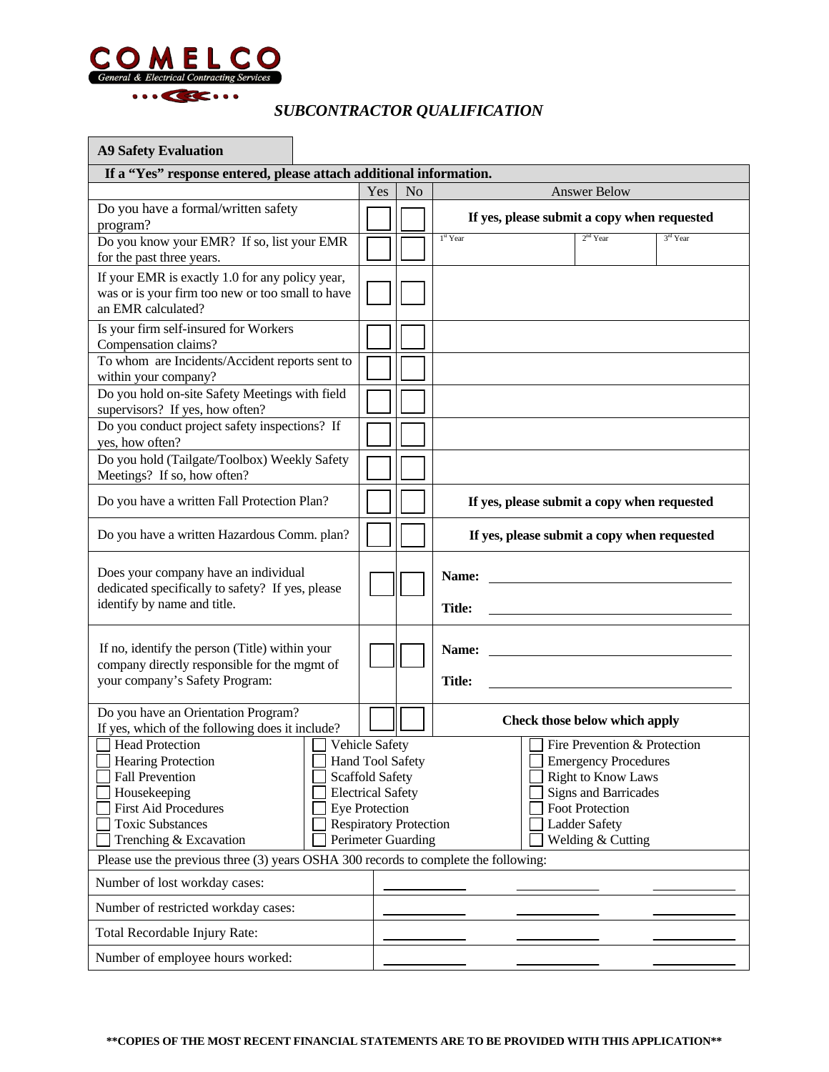**COMELCO**
General & Electrical Contracting Services

# *SUBCONTRACTOR QUALIFICATION*

## A9 Safety Evaluation

**If a "Yes" response entered, please attach additional information.**

| | Yes | No | Answer Below | | |
|---|---|---|---|---|---|
| Do you have a formal/written safety program? | ☐ | ☐ | **If yes, please submit a copy when requested** | | |
| Do you know your EMR? If so, list your EMR for the past three years. | ☐ | ☐ | 1st Year | 2nd Year | 3rd Year |
| If your EMR is exactly 1.0 for any policy year, was or is your firm too new or too small to have an EMR calculated? | ☐ | ☐ | | | |
| Is your firm self-insured for Workers Compensation claims? | ☐ | ☐ | | | |
| To whom are Incidents/Accident reports sent to within your company? | ☐ | ☐ | | | |
| Do you hold on-site Safety Meetings with field supervisors? If yes, how often? | ☐ | ☐ | | | |
| Do you conduct project safety inspections? If yes, how often? | ☐ | ☐ | | | |
| Do you hold (Tailgate/Toolbox) Weekly Safety Meetings? If so, how often? | ☐ | ☐ | | | |
| Do you have a written Fall Protection Plan? | ☐ | ☐ | **If yes, please submit a copy when requested** | | |
| Do you have a written Hazardous Comm. plan? | ☐ | ☐ | **If yes, please submit a copy when requested** | | |
| Does your company have an individual dedicated specifically to safety? If yes, please identify by name and title. | ☐ | ☐ | **Name:** ____________ **Title:** ____________ | | |
| If no, identify the person (Title) within your company directly responsible for the mgmt of your company's Safety Program: | ☐ | ☐ | **Name:** ____________ **Title:** ____________ | | |
| Do you have an Orientation Program? If yes, which of the following does it include? | ☐ | ☐ | **Check those below which apply** | | |

| | | |
|---|---|---|
| ☐ Head Protection | ☐ Vehicle Safety | ☐ Fire Prevention & Protection |
| ☐ Hearing Protection | ☐ Hand Tool Safety | ☐ Emergency Procedures |
| ☐ Fall Prevention | ☐ Scaffold Safety | ☐ Right to Know Laws |
| ☐ Housekeeping | ☐ Electrical Safety | ☐ Signs and Barricades |
| ☐ First Aid Procedures | ☐ Eye Protection | ☐ Foot Protection |
| ☐ Toxic Substances | ☐ Respiratory Protection | ☐ Ladder Safety |
| ☐ Trenching & Excavation | ☐ Perimeter Guarding | ☐ Welding & Cutting |

Please use the previous three (3) years OSHA 300 records to complete the following:

| | | | |
|---|---|---|---|
| Number of lost workday cases: | ________ | ________ | ________ |
| Number of restricted workday cases: | ________ | ________ | ________ |
| Total Recordable Injury Rate: | ________ | ________ | ________ |
| Number of employee hours worked: | ________ | ________ | ________ |

**\*\*COPIES OF THE MOST RECENT FINANCIAL STATEMENTS ARE TO BE PROVIDED WITH THIS APPLICATION\*\***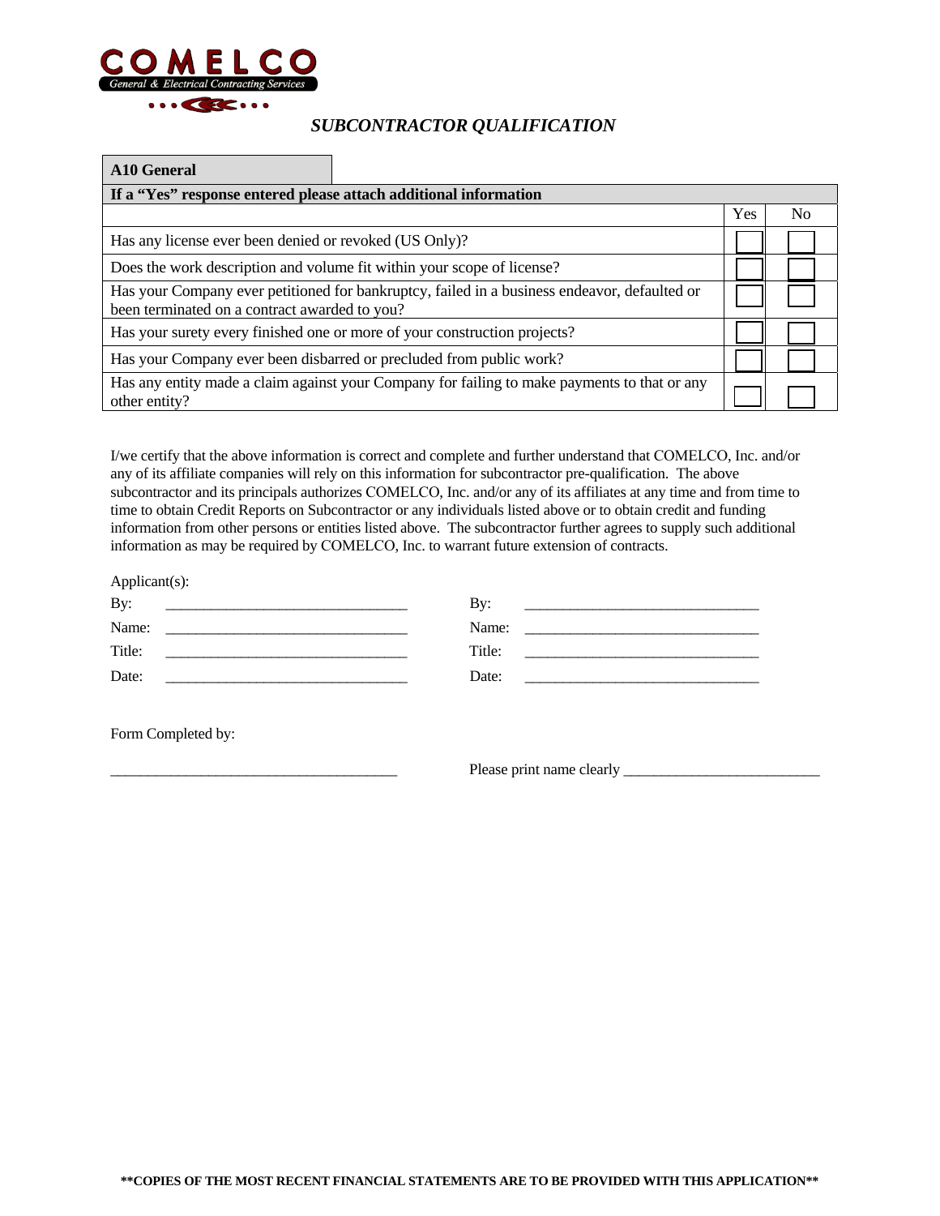COMELCO

General & Electrical Contracting Services

# *SUBCONTRACTOR QUALIFICATION*

**A10 General**

| **If a "Yes" response entered please attach additional information** | | |
|---|---|---|
| | Yes | No |
| Has any license ever been denied or revoked (US Only)? | ☐ | ☐ |
| Does the work description and volume fit within your scope of license? | ☐ | ☐ |
| Has your Company ever petitioned for bankruptcy, failed in a business endeavor, defaulted or been terminated on a contract awarded to you? | ☐ | ☐ |
| Has your surety every finished one or more of your construction projects? | ☐ | ☐ |
| Has your Company ever been disbarred or precluded from public work? | ☐ | ☐ |
| Has any entity made a claim against your Company for failing to make payments to that or any other entity? | ☐ | ☐ |

I/we certify that the above information is correct and complete and further understand that COMELCO, Inc. and/or any of its affiliate companies will rely on this information for subcontractor pre-qualification. The above subcontractor and its principals authorizes COMELCO, Inc. and/or any of its affiliates at any time and from time to time to obtain Credit Reports on Subcontractor or any individuals listed above or to obtain credit and funding information from other persons or entities listed above. The subcontractor further agrees to supply such additional information as may be required by COMELCO, Inc. to warrant future extension of contracts.

Applicant(s):

| | | | |
|---|---|---|---|
| By: | ________________________________ | By: | ________________________________ |
| Name: | ________________________________ | Name: | ________________________________ |
| Title: | ________________________________ | Title: | ________________________________ |
| Date: | ________________________________ | Date: | ________________________________ |

Form Completed by:

______________________________________ Please print name clearly __________________________

**\*\*COPIES OF THE MOST RECENT FINANCIAL STATEMENTS ARE TO BE PROVIDED WITH THIS APPLICATION\*\***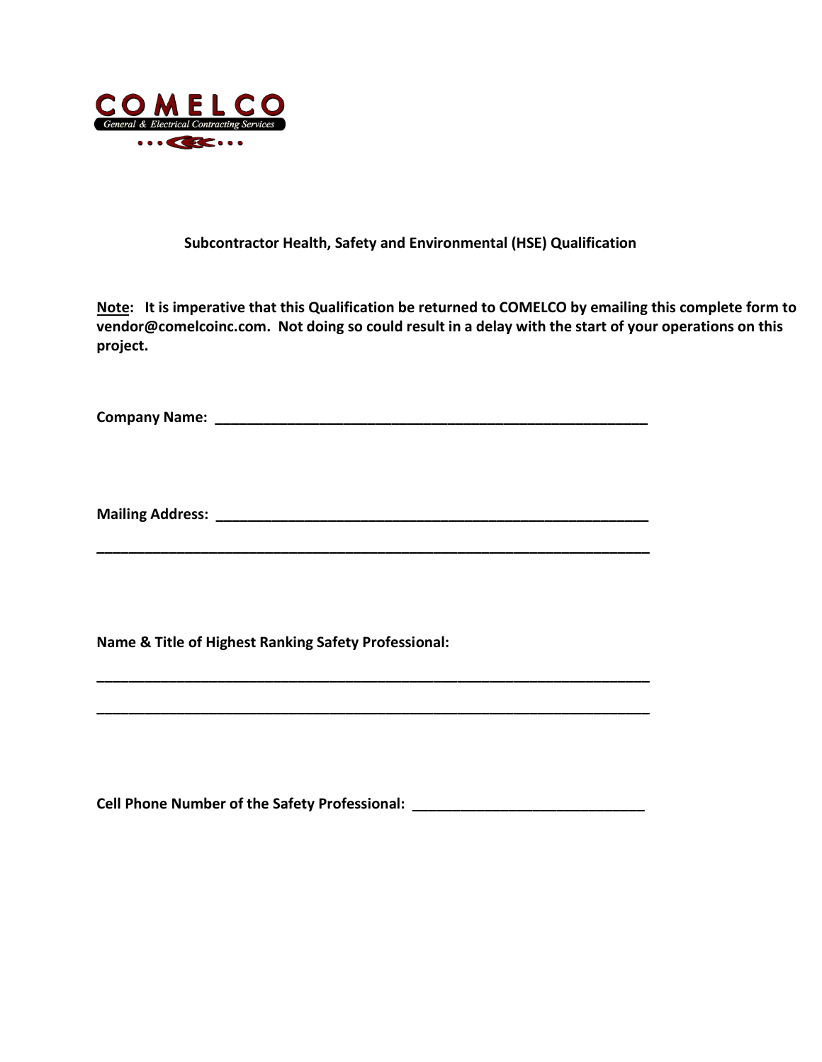COMELCO

General & Electrical Contracting Services

## Subcontractor Health, Safety and Environmental (HSE) Qualification

**Note: It is imperative that this Qualification be returned to COMELCO by emailing this complete form to vendor@comelcoinc.com. Not doing so could result in a delay with the start of your operations on this project.**

**Company Name: ________________________________________________________**

**Mailing Address: ________________________________________________________**

**________________________________________________________________________**

**Name & Title of Highest Ranking Safety Professional:**

**________________________________________________________________________**

**________________________________________________________________________**

**Cell Phone Number of the Safety Professional: _____________________________**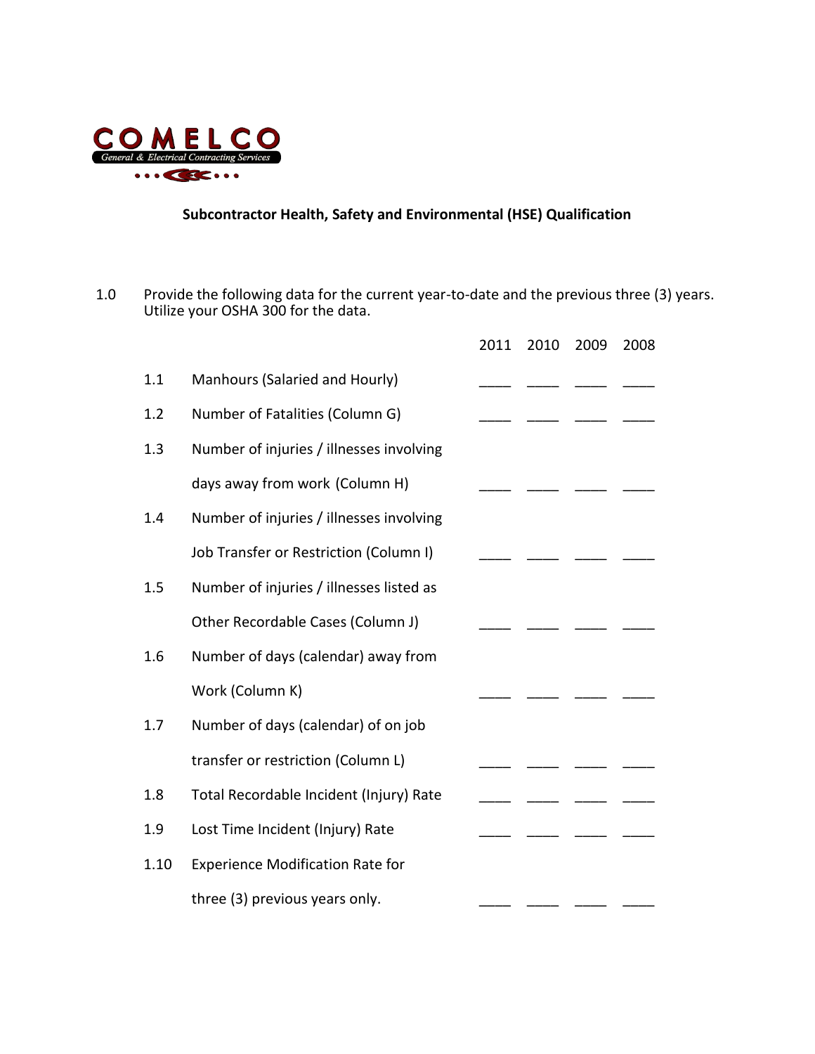COMELCO

General & Electrical Contracting Services

### Subcontractor Health, Safety and Environmental (HSE) Qualification

1.0 Provide the following data for the current year-to-date and the previous three (3) years. Utilize your OSHA 300 for the data.

| | | 2011 | 2010 | 2009 | 2008 |
|---|---|---|---|---|---|
| 1.1 | Manhours (Salaried and Hourly) | ____ | ____ | ____ | ____ |
| 1.2 | Number of Fatalities (Column G) | ____ | ____ | ____ | ____ |
| 1.3 | Number of injuries / illnesses involving days away from work (Column H) | ____ | ____ | ____ | ____ |
| 1.4 | Number of injuries / illnesses involving Job Transfer or Restriction (Column I) | ____ | ____ | ____ | ____ |
| 1.5 | Number of injuries / illnesses listed as Other Recordable Cases (Column J) | ____ | ____ | ____ | ____ |
| 1.6 | Number of days (calendar) away from Work (Column K) | ____ | ____ | ____ | ____ |
| 1.7 | Number of days (calendar) of on job transfer or restriction (Column L) | ____ | ____ | ____ | ____ |
| 1.8 | Total Recordable Incident (Injury) Rate | ____ | ____ | ____ | ____ |
| 1.9 | Lost Time Incident (Injury) Rate | ____ | ____ | ____ | ____ |
| 1.10 | Experience Modification Rate for three (3) previous years only. | ____ | ____ | ____ | ____ |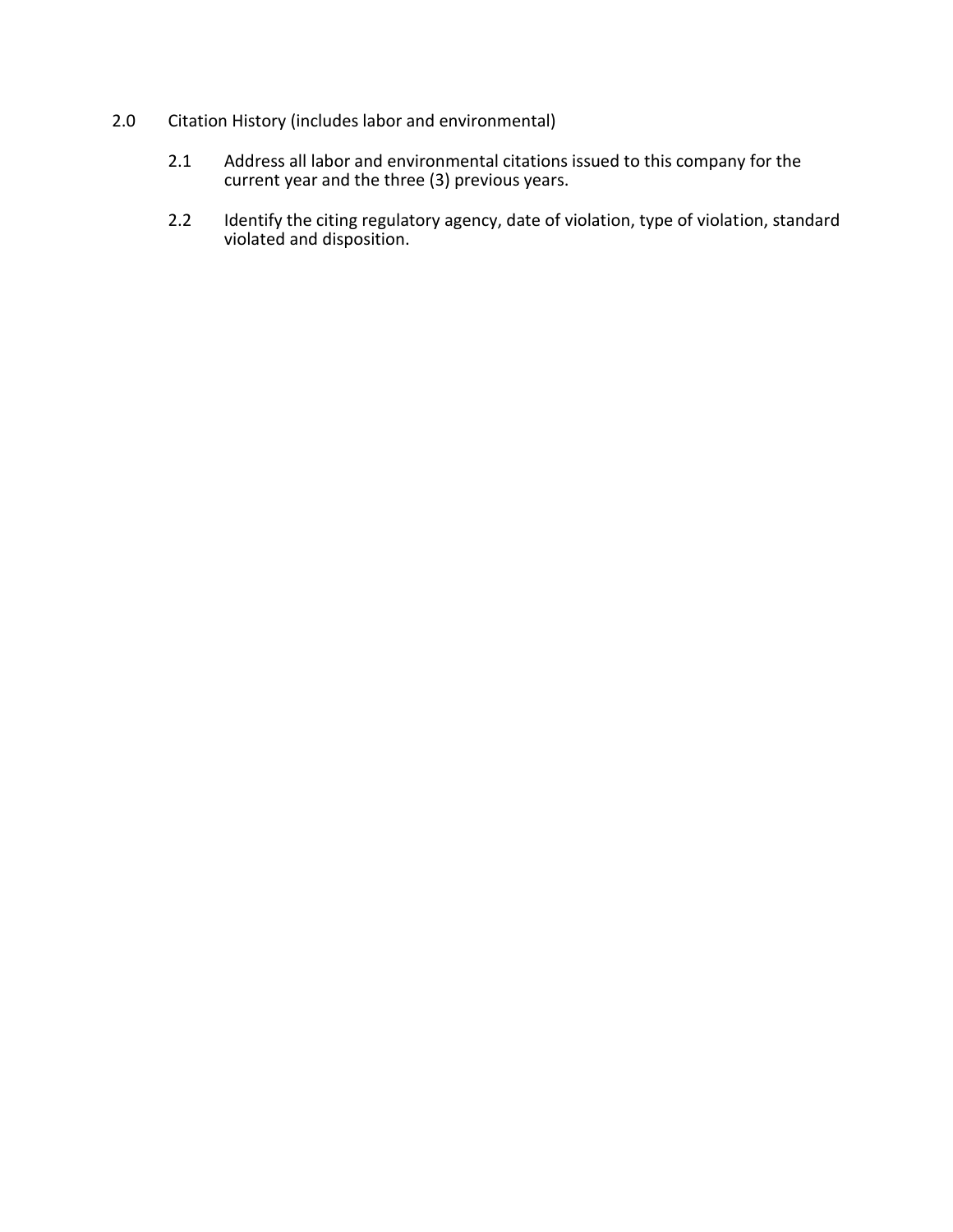2.0 Citation History (includes labor and environmental)

2.1 Address all labor and environmental citations issued to this company for the current year and the three (3) previous years.

2.2 Identify the citing regulatory agency, date of violation, type of violation, standard violated and disposition.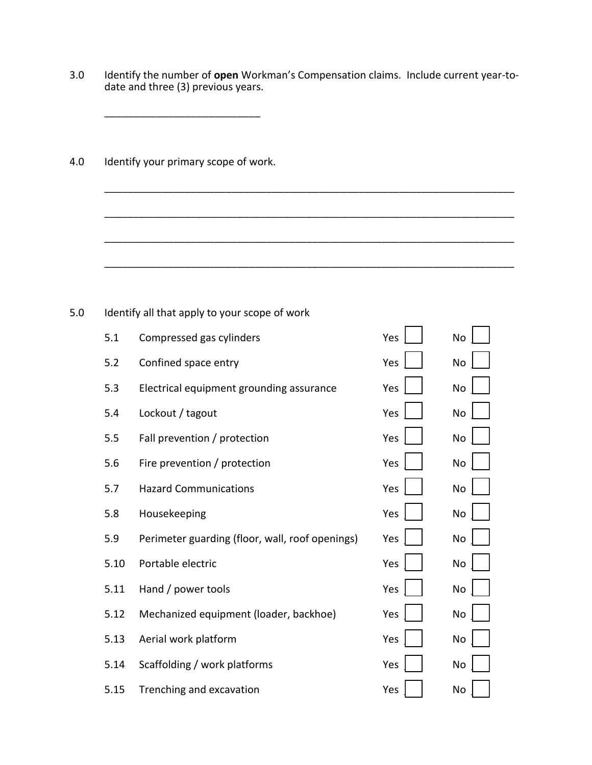3.0 Identify the number of **open** Workman's Compensation claims. Include current year-to-date and three (3) previous years.

___________________________

4.0 Identify your primary scope of work.

________________________________________________________________________

________________________________________________________________________

________________________________________________________________________

________________________________________________________________________

5.0 Identify all that apply to your scope of work

| | Item | Yes | No |
|---|---|---|---|
| 5.1 | Compressed gas cylinders | Yes ☐ | No ☐ |
| 5.2 | Confined space entry | Yes ☐ | No ☐ |
| 5.3 | Electrical equipment grounding assurance | Yes ☐ | No ☐ |
| 5.4 | Lockout / tagout | Yes ☐ | No ☐ |
| 5.5 | Fall prevention / protection | Yes ☐ | No ☐ |
| 5.6 | Fire prevention / protection | Yes ☐ | No ☐ |
| 5.7 | Hazard Communications | Yes ☐ | No ☐ |
| 5.8 | Housekeeping | Yes ☐ | No ☐ |
| 5.9 | Perimeter guarding (floor, wall, roof openings) | Yes ☐ | No ☐ |
| 5.10 | Portable electric | Yes ☐ | No ☐ |
| 5.11 | Hand / power tools | Yes ☐ | No ☐ |
| 5.12 | Mechanized equipment (loader, backhoe) | Yes ☐ | No ☐ |
| 5.13 | Aerial work platform | Yes ☐ | No ☐ |
| 5.14 | Scaffolding / work platforms | Yes ☐ | No ☐ |
| 5.15 | Trenching and excavation | Yes ☐ | No ☐ |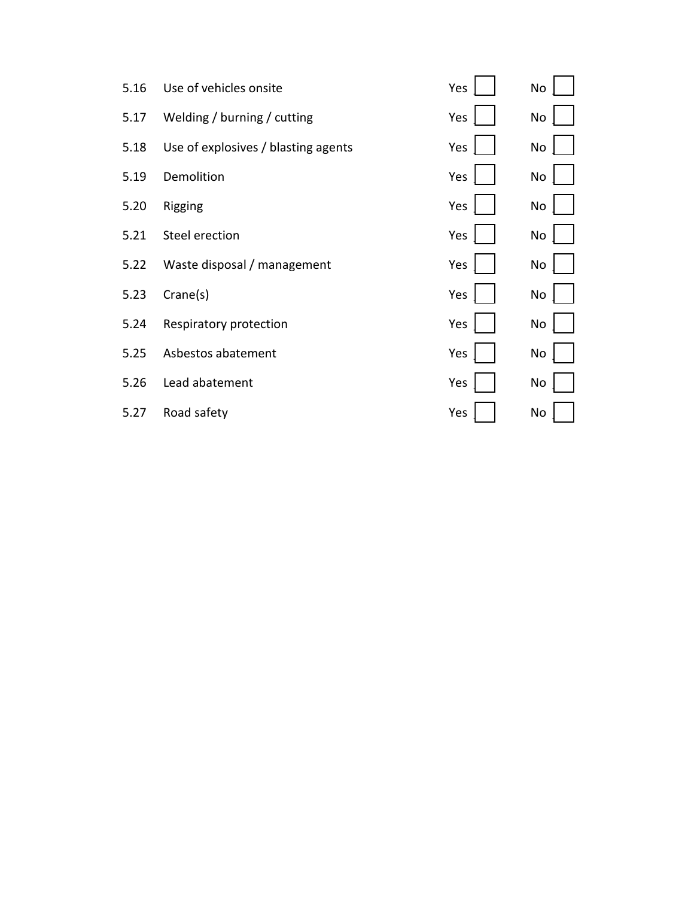| | | | |
|---|---|---|---|
| 5.16 | Use of vehicles onsite | Yes ☐ | No ☐ |
| 5.17 | Welding / burning / cutting | Yes ☐ | No ☐ |
| 5.18 | Use of explosives / blasting agents | Yes ☐ | No ☐ |
| 5.19 | Demolition | Yes ☐ | No ☐ |
| 5.20 | Rigging | Yes ☐ | No ☐ |
| 5.21 | Steel erection | Yes ☐ | No ☐ |
| 5.22 | Waste disposal / management | Yes ☐ | No ☐ |
| 5.23 | Crane(s) | Yes ☐ | No ☐ |
| 5.24 | Respiratory protection | Yes ☐ | No ☐ |
| 5.25 | Asbestos abatement | Yes ☐ | No ☐ |
| 5.26 | Lead abatement | Yes ☐ | No ☐ |
| 5.27 | Road safety | Yes ☐ | No ☐ |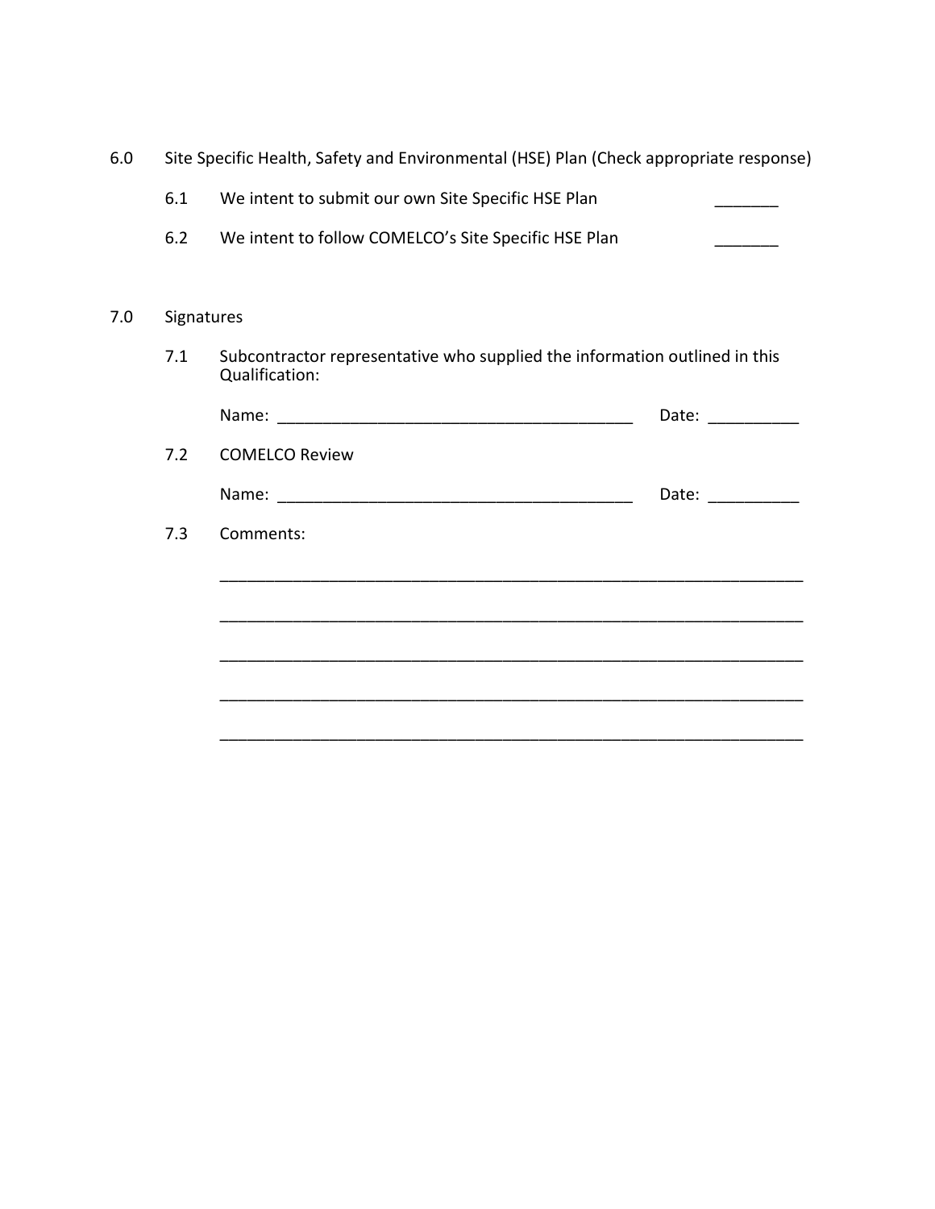## 6.0 Site Specific Health, Safety and Environmental (HSE) Plan (Check appropriate response)

6.1 We intent to submit our own Site Specific HSE Plan _______

6.2 We intent to follow COMELCO's Site Specific HSE Plan _______

## 7.0 Signatures

7.1 Subcontractor representative who supplied the information outlined in this Qualification:

Name: ________________________________________ Date: __________

7.2 COMELCO Review

Name: ________________________________________ Date: __________

7.3 Comments:

_________________________________________________________________

_________________________________________________________________

_________________________________________________________________

_________________________________________________________________

_________________________________________________________________